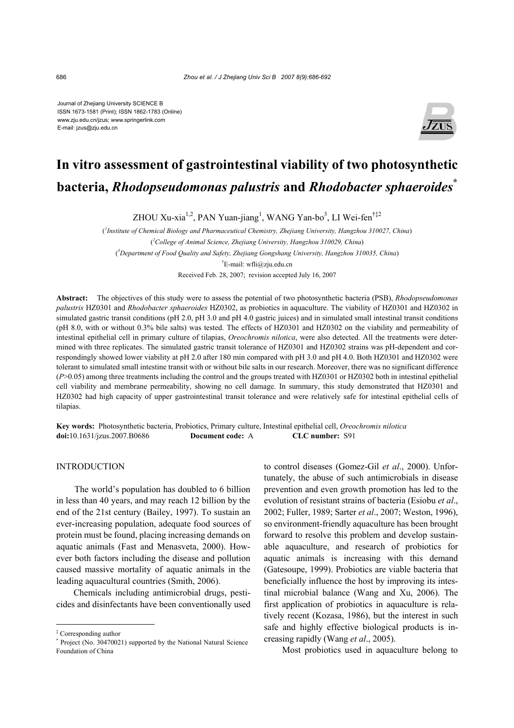Journal of Zhejiang University SCIENCE B
ISSN 1673-1581 (Print); ISSN 1862-1783 (Online)
www.zju.edu.cn/jzus; www.springerlink.com
E-mail: jzus@zju.edu.cn

# In vitro assessment of gastrointestinal viability of two photosynthetic bacteria, *Rhodopseudomonas palustris* and *Rhodobacter sphaeroides*[*]

ZHOU Xu-xia[1,2], PAN Yuan-jiang[1], WANG Yan-bo[3], LI Wei-fen[†‡2]

([1]*Institute of Chemical Biology and Pharmaceutical Chemistry, Zhejiang University, Hangzhou 310027, China*)

([2]*College of Animal Science, Zhejiang University, Hangzhou 310029, China*)

([3]*Department of Food Quality and Safety, Zhejiang Gongshang University, Hangzhou 310035, China*)

[†]E-mail: wfli@zju.edu.cn

Received Feb. 28, 2007; revision accepted July 16, 2007

**Abstract:** The objectives of this study were to assess the potential of two photosynthetic bacteria (PSB), *Rhodopseudomonas palustris* HZ0301 and *Rhodobacter sphaeroides* HZ0302, as probiotics in aquaculture. The viability of HZ0301 and HZ0302 in simulated gastric transit conditions (pH 2.0, pH 3.0 and pH 4.0 gastric juices) and in simulated small intestinal transit conditions (pH 8.0, with or without 0.3% bile salts) was tested. The effects of HZ0301 and HZ0302 on the viability and permeability of intestinal epithelial cell in primary culture of tilapias, *Oreochromis nilotica*, were also detected. All the treatments were determined with three replicates. The simulated gastric transit tolerance of HZ0301 and HZ0302 strains was pH-dependent and correspondingly showed lower viability at pH 2.0 after 180 min compared with pH 3.0 and pH 4.0. Both HZ0301 and HZ0302 were tolerant to simulated small intestine transit with or without bile salts in our research. Moreover, there was no significant difference ($P>0.05$) among three treatments including the control and the groups treated with HZ0301 or HZ0302 both in intestinal epithelial cell viability and membrane permeability, showing no cell damage. In summary, this study demonstrated that HZ0301 and HZ0302 had high capacity of upper gastrointestinal transit tolerance and were relatively safe for intestinal epithelial cells of tilapias.

**Key words:** Photosynthetic bacteria, Probiotics, Primary culture, Intestinal epithelial cell, *Oreochromis nilotica*

**doi:**10.1631/jzus.2007.B0686 **Document code:** A **CLC number:** S91

## INTRODUCTION

The world's population has doubled to 6 billion in less than 40 years, and may reach 12 billion by the end of the 21st century (Bailey, 1997). To sustain an ever-increasing population, adequate food sources of protein must be found, placing increasing demands on aquatic animals (Fast and Menasveta, 2000). However both factors including the disease and pollution caused massive mortality of aquatic animals in the leading aquacultural countries (Smith, 2006).

Chemicals including antimicrobial drugs, pesticides and disinfectants have been conventionally used to control diseases (Gomez-Gil *et al*., 2000). Unfortunately, the abuse of such antimicrobials in disease prevention and even growth promotion has led to the evolution of resistant strains of bacteria (Esiobu *et al*., 2002; Fuller, 1989; Sarter *et al*., 2007; Weston, 1996), so environment-friendly aquaculture has been brought forward to resolve this problem and develop sustainable aquaculture, and research of probiotics for aquatic animals is increasing with this demand (Gatesoupe, 1999). Probiotics are viable bacteria that beneficially influence the host by improving its intestinal microbial balance (Wang and Xu, 2006). The first application of probiotics in aquaculture is relatively recent (Kozasa, 1986), but the interest in such safe and highly effective biological products is increasing rapidly (Wang *et al*., 2005).

Most probiotics used in aquaculture belong to

---

[‡] Corresponding author

[*] Project (No. 30470021) supported by the National Natural Science Foundation of China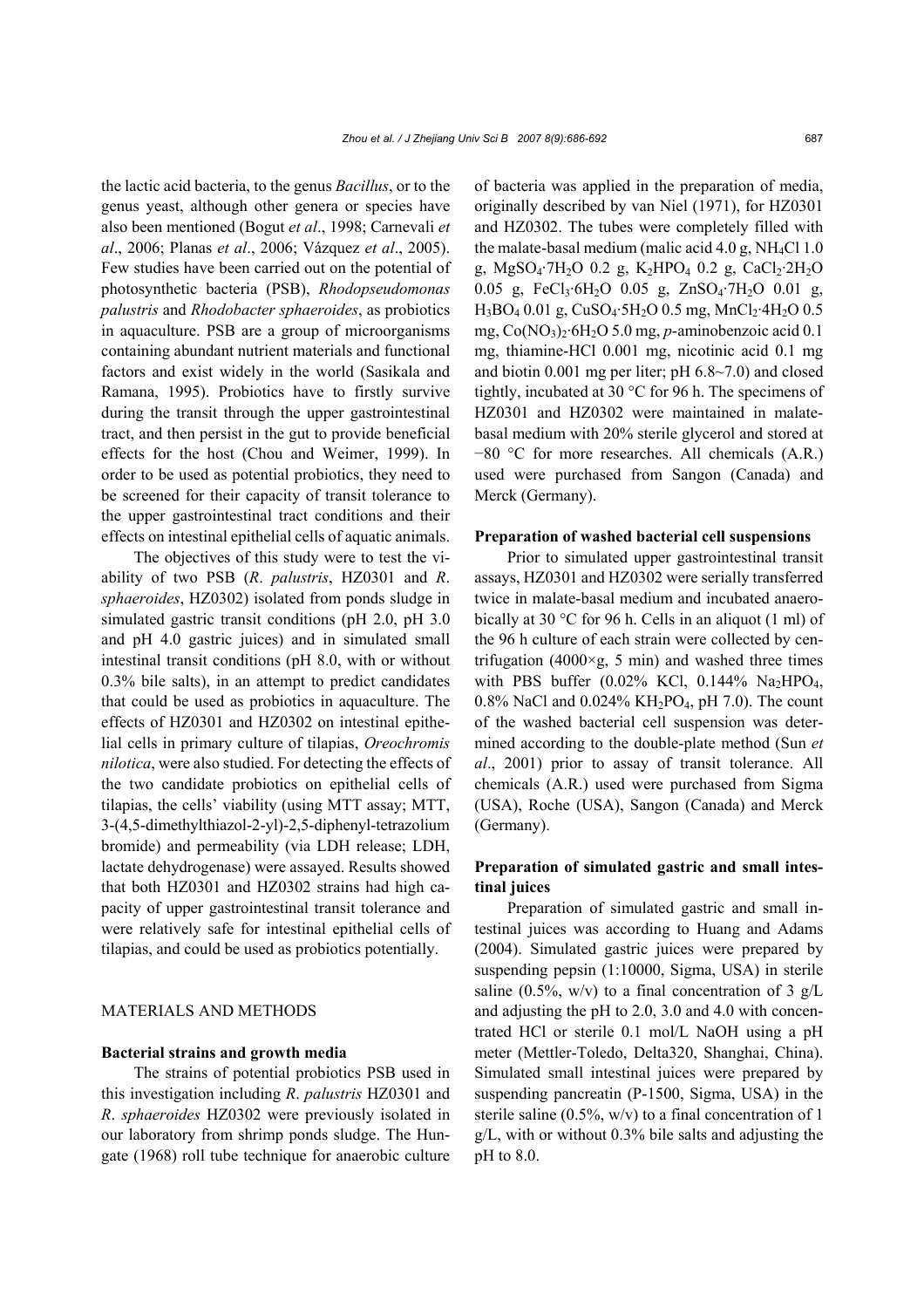the lactic acid bacteria, to the genus *Bacillus*, or to the genus yeast, although other genera or species have also been mentioned (Bogut *et al*., 1998; Carnevali *et al*., 2006; Planas *et al*., 2006; Vázquez *et al*., 2005). Few studies have been carried out on the potential of photosynthetic bacteria (PSB), *Rhodopseudomonas palustris* and *Rhodobacter sphaeroides*, as probiotics in aquaculture. PSB are a group of microorganisms containing abundant nutrient materials and functional factors and exist widely in the world (Sasikala and Ramana, 1995). Probiotics have to firstly survive during the transit through the upper gastrointestinal tract, and then persist in the gut to provide beneficial effects for the host (Chou and Weimer, 1999). In order to be used as potential probiotics, they need to be screened for their capacity of transit tolerance to the upper gastrointestinal tract conditions and their effects on intestinal epithelial cells of aquatic animals.

The objectives of this study were to test the viability of two PSB (*R*. *palustris*, HZ0301 and *R*. *sphaeroides*, HZ0302) isolated from ponds sludge in simulated gastric transit conditions (pH 2.0, pH 3.0 and pH 4.0 gastric juices) and in simulated small intestinal transit conditions (pH 8.0, with or without 0.3% bile salts), in an attempt to predict candidates that could be used as probiotics in aquaculture. The effects of HZ0301 and HZ0302 on intestinal epithelial cells in primary culture of tilapias, *Oreochromis nilotica*, were also studied. For detecting the effects of the two candidate probiotics on epithelial cells of tilapias, the cells' viability (using MTT assay; MTT, 3-(4,5-dimethylthiazol-2-yl)-2,5-diphenyl-tetrazolium bromide) and permeability (via LDH release; LDH, lactate dehydrogenase) were assayed. Results showed that both HZ0301 and HZ0302 strains had high capacity of upper gastrointestinal transit tolerance and were relatively safe for intestinal epithelial cells of tilapias, and could be used as probiotics potentially.

## MATERIALS AND METHODS

### Bacterial strains and growth media

The strains of potential probiotics PSB used in this investigation including *R*. *palustris* HZ0301 and *R*. *sphaeroides* HZ0302 were previously isolated in our laboratory from shrimp ponds sludge. The Hungate (1968) roll tube technique for anaerobic culture of bacteria was applied in the preparation of media, originally described by van Niel (1971), for HZ0301 and HZ0302. The tubes were completely filled with the malate-basal medium (malic acid 4.0 g, $NH_4Cl$ 1.0 g, $MgSO_4\cdot7H_2O$ 0.2 g, $K_2HPO_4$ 0.2 g, $CaCl_2\cdot2H_2O$ 0.05 g, $FeCl_3\cdot6H_2O$ 0.05 g, $ZnSO_4\cdot7H_2O$ 0.01 g, $H_3BO_4$ 0.01 g, $CuSO_4\cdot5H_2O$ 0.5 mg, $MnCl_2\cdot4H_2O$ 0.5 mg, $Co(NO_3)_2\cdot6H_2O$ 5.0 mg, *p*-aminobenzoic acid 0.1 mg, thiamine-HCl 0.001 mg, nicotinic acid 0.1 mg and biotin 0.001 mg per liter; pH 6.8~7.0) and closed tightly, incubated at 30 °C for 96 h. The specimens of HZ0301 and HZ0302 were maintained in malate-basal medium with 20% sterile glycerol and stored at −80 °C for more researches. All chemicals (A.R.) used were purchased from Sangon (Canada) and Merck (Germany).

### Preparation of washed bacterial cell suspensions

Prior to simulated upper gastrointestinal transit assays, HZ0301 and HZ0302 were serially transferred twice in malate-basal medium and incubated anaerobically at 30 °C for 96 h. Cells in an aliquot (1 ml) of the 96 h culture of each strain were collected by centrifugation (4000×g, 5 min) and washed three times with PBS buffer (0.02% KCl, 0.144% $Na_2HPO_4$, 0.8% NaCl and 0.024% $KH_2PO_4$, pH 7.0). The count of the washed bacterial cell suspension was determined according to the double-plate method (Sun *et al*., 2001) prior to assay of transit tolerance. All chemicals (A.R.) used were purchased from Sigma (USA), Roche (USA), Sangon (Canada) and Merck (Germany).

### Preparation of simulated gastric and small intestinal juices

Preparation of simulated gastric and small intestinal juices was according to Huang and Adams (2004). Simulated gastric juices were prepared by suspending pepsin (1:10000, Sigma, USA) in sterile saline (0.5%, w/v) to a final concentration of 3 g/L and adjusting the pH to 2.0, 3.0 and 4.0 with concentrated HCl or sterile 0.1 mol/L NaOH using a pH meter (Mettler-Toledo, Delta320, Shanghai, China). Simulated small intestinal juices were prepared by suspending pancreatin (P-1500, Sigma, USA) in the sterile saline (0.5%, w/v) to a final concentration of 1 g/L, with or without 0.3% bile salts and adjusting the pH to 8.0.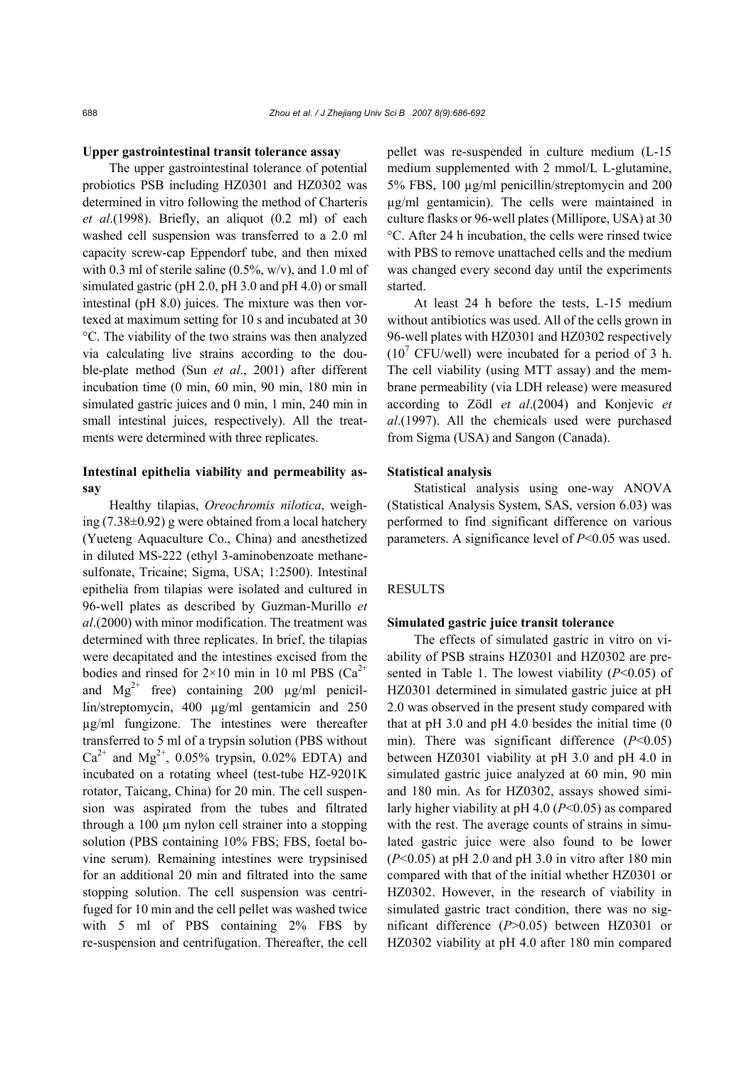**Upper gastrointestinal transit tolerance assay**

The upper gastrointestinal tolerance of potential probiotics PSB including HZ0301 and HZ0302 was determined in vitro following the method of Charteris *et al*.(1998). Briefly, an aliquot (0.2 ml) of each washed cell suspension was transferred to a 2.0 ml capacity screw-cap Eppendorf tube, and then mixed with 0.3 ml of sterile saline (0.5%, w/v), and 1.0 ml of simulated gastric (pH 2.0, pH 3.0 and pH 4.0) or small intestinal (pH 8.0) juices. The mixture was then vortexed at maximum setting for 10 s and incubated at 30 °C. The viability of the two strains was then analyzed via calculating live strains according to the double-plate method (Sun *et al*., 2001) after different incubation time (0 min, 60 min, 90 min, 180 min in simulated gastric juices and 0 min, 1 min, 240 min in small intestinal juices, respectively). All the treatments were determined with three replicates.

**Intestinal epithelia viability and permeability assay**

Healthy tilapias, *Oreochromis nilotica*, weighing (7.38±0.92) g were obtained from a local hatchery (Yueteng Aquaculture Co., China) and anesthetized in diluted MS-222 (ethyl 3-aminobenzoate methanesulfonate, Tricaine; Sigma, USA; 1:2500). Intestinal epithelia from tilapias were isolated and cultured in 96-well plates as described by Guzman-Murillo *et al*.(2000) with minor modification. The treatment was determined with three replicates. In brief, the tilapias were decapitated and the intestines excised from the bodies and rinsed for 2×10 min in 10 ml PBS ($Ca^{2+}$ and $Mg^{2+}$ free) containing 200 µg/ml penicillin/streptomycin, 400 µg/ml gentamicin and 250 µg/ml fungizone. The intestines were thereafter transferred to 5 ml of a trypsin solution (PBS without $Ca^{2+}$ and $Mg^{2+}$, 0.05% trypsin, 0.02% EDTA) and incubated on a rotating wheel (test-tube HZ-9201K rotator, Taicang, China) for 20 min. The cell suspension was aspirated from the tubes and filtrated through a 100 µm nylon cell strainer into a stopping solution (PBS containing 10% FBS; FBS, foetal bovine serum). Remaining intestines were trypsinised for an additional 20 min and filtrated into the same stopping solution. The cell suspension was centrifuged for 10 min and the cell pellet was washed twice with 5 ml of PBS containing 2% FBS by re-suspension and centrifugation. Thereafter, the cell pellet was re-suspended in culture medium (L-15 medium supplemented with 2 mmol/L L-glutamine, 5% FBS, 100 µg/ml penicillin/streptomycin and 200 µg/ml gentamicin). The cells were maintained in culture flasks or 96-well plates (Millipore, USA) at 30 °C. After 24 h incubation, the cells were rinsed twice with PBS to remove unattached cells and the medium was changed every second day until the experiments started.

At least 24 h before the tests, L-15 medium without antibiotics was used. All of the cells grown in 96-well plates with HZ0301 and HZ0302 respectively ($10^7$ CFU/well) were incubated for a period of 3 h. The cell viability (using MTT assay) and the membrane permeability (via LDH release) were measured according to Zödl *et al*.(2004) and Konjevic *et al*.(1997). All the chemicals used were purchased from Sigma (USA) and Sangon (Canada).

**Statistical analysis**

Statistical analysis using one-way ANOVA (Statistical Analysis System, SAS, version 6.03) was performed to find significant difference on various parameters. A significance level of $P<0.05$ was used.

## RESULTS

**Simulated gastric juice transit tolerance**

The effects of simulated gastric in vitro on viability of PSB strains HZ0301 and HZ0302 are presented in Table 1. The lowest viability ($P<0.05$) of HZ0301 determined in simulated gastric juice at pH 2.0 was observed in the present study compared with that at pH 3.0 and pH 4.0 besides the initial time (0 min). There was significant difference ($P<0.05$) between HZ0301 viability at pH 3.0 and pH 4.0 in simulated gastric juice analyzed at 60 min, 90 min and 180 min. As for HZ0302, assays showed similarly higher viability at pH 4.0 ($P<0.05$) as compared with the rest. The average counts of strains in simulated gastric juice were also found to be lower ($P<0.05$) at pH 2.0 and pH 3.0 in vitro after 180 min compared with that of the initial whether HZ0301 or HZ0302. However, in the research of viability in simulated gastric tract condition, there was no significant difference ($P>0.05$) between HZ0301 or HZ0302 viability at pH 4.0 after 180 min compared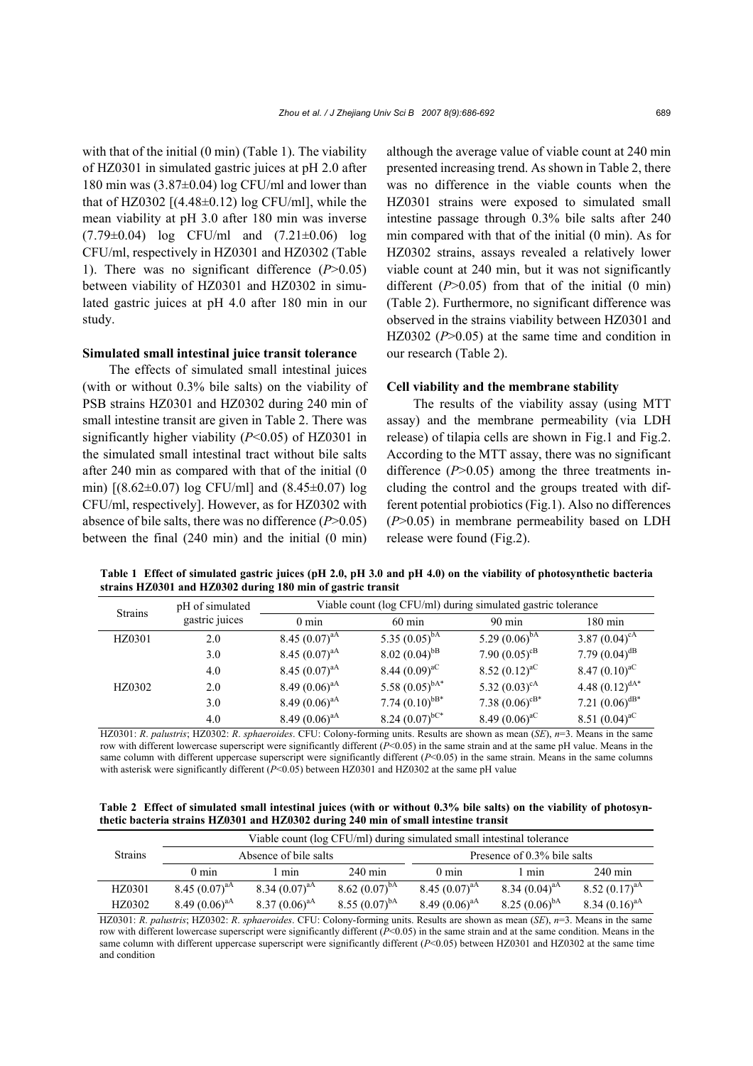with that of the initial (0 min) (Table 1). The viability of HZ0301 in simulated gastric juices at pH 2.0 after 180 min was (3.87±0.04) log CFU/ml and lower than that of HZ0302 [(4.48±0.12) log CFU/ml], while the mean viability at pH 3.0 after 180 min was inverse (7.79±0.04) log CFU/ml and (7.21±0.06) log CFU/ml, respectively in HZ0301 and HZ0302 (Table 1). There was no significant difference ($P>0.05$) between viability of HZ0301 and HZ0302 in simulated gastric juices at pH 4.0 after 180 min in our study.

### Simulated small intestinal juice transit tolerance

The effects of simulated small intestinal juices (with or without 0.3% bile salts) on the viability of PSB strains HZ0301 and HZ0302 during 240 min of small intestine transit are given in Table 2. There was significantly higher viability ($P<0.05$) of HZ0301 in the simulated small intestinal tract without bile salts after 240 min as compared with that of the initial (0 min) [(8.62±0.07) log CFU/ml] and (8.45±0.07) log CFU/ml, respectively]. However, as for HZ0302 with absence of bile salts, there was no difference ($P>0.05$) between the final (240 min) and the initial (0 min) although the average value of viable count at 240 min presented increasing trend. As shown in Table 2, there was no difference in the viable counts when the HZ0301 strains were exposed to simulated small intestine passage through 0.3% bile salts after 240 min compared with that of the initial (0 min). As for HZ0302 strains, assays revealed a relatively lower viable count at 240 min, but it was not significantly different ($P>0.05$) from that of the initial (0 min) (Table 2). Furthermore, no significant difference was observed in the strains viability between HZ0301 and HZ0302 ($P>0.05$) at the same time and condition in our research (Table 2).

### Cell viability and the membrane stability

The results of the viability assay (using MTT assay) and the membrane permeability (via LDH release) of tilapia cells are shown in Fig.1 and Fig.2. According to the MTT assay, there was no significant difference ($P>0.05$) among the three treatments including the control and the groups treated with different potential probiotics (Fig.1). Also no differences ($P>0.05$) in membrane permeability based on LDH release were found (Fig.2).

**Table 1 Effect of simulated gastric juices (pH 2.0, pH 3.0 and pH 4.0) on the viability of photosynthetic bacteria strains HZ0301 and HZ0302 during 180 min of gastric transit**

| Strains | pH of simulated gastric juices | Viable count (log CFU/ml) during simulated gastric tolerance | | | |
|---|---|---|---|---|---|
| | | 0 min | 60 min | 90 min | 180 min |
| HZ0301 | 2.0 | 8.45 (0.07)$^{aA}$ | 5.35 (0.05)$^{bA}$ | 5.29 (0.06)$^{bA}$ | 3.87 (0.04)$^{cA}$ |
| | 3.0 | 8.45 (0.07)$^{aA}$ | 8.02 (0.04)$^{bB}$ | 7.90 (0.05)$^{cB}$ | 7.79 (0.04)$^{dB}$ |
| | 4.0 | 8.45 (0.07)$^{aA}$ | 8.44 (0.09)$^{aC}$ | 8.52 (0.12)$^{aC}$ | 8.47 (0.10)$^{aC}$ |
| HZ0302 | 2.0 | 8.49 (0.06)$^{aA}$ | 5.58 (0.05)$^{bA*}$ | 5.32 (0.03)$^{cA}$ | 4.48 (0.12)$^{dA*}$ |
| | 3.0 | 8.49 (0.06)$^{aA}$ | 7.74 (0.10)$^{bB*}$ | 7.38 (0.06)$^{cB*}$ | 7.21 (0.06)$^{dB*}$ |
| | 4.0 | 8.49 (0.06)$^{aA}$ | 8.24 (0.07)$^{bC*}$ | 8.49 (0.06)$^{aC}$ | 8.51 (0.04)$^{aC}$ |

HZ0301: *R. palustris*; HZ0302: *R. sphaeroides*. CFU: Colony-forming units. Results are shown as mean (*SE*), $n=3$. Means in the same row with different lowercase superscript were significantly different ($P<0.05$) in the same strain and at the same pH value. Means in the same column with different uppercase superscript were significantly different ($P<0.05$) in the same strain. Means in the same columns with asterisk were significantly different ($P<0.05$) between HZ0301 and HZ0302 at the same pH value

**Table 2 Effect of simulated small intestinal juices (with or without 0.3% bile salts) on the viability of photosynthetic bacteria strains HZ0301 and HZ0302 during 240 min of small intestine transit**

| Strains | Viable count (log CFU/ml) during simulated small intestinal tolerance | | | | | |
|---|---|---|---|---|---|---|
| | Absence of bile salts | | | Presence of 0.3% bile salts | | |
| | 0 min | 1 min | 240 min | 0 min | 1 min | 240 min |
| HZ0301 | 8.45 (0.07)$^{aA}$ | 8.34 (0.07)$^{aA}$ | 8.62 (0.07)$^{bA}$ | 8.45 (0.07)$^{aA}$ | 8.34 (0.04)$^{aA}$ | 8.52 (0.17)$^{aA}$ |
| HZ0302 | 8.49 (0.06)$^{aA}$ | 8.37 (0.06)$^{aA}$ | 8.55 (0.07)$^{bA}$ | 8.49 (0.06)$^{aA}$ | 8.25 (0.06)$^{bA}$ | 8.34 (0.16)$^{aA}$ |

HZ0301: *R. palustris*; HZ0302: *R. sphaeroides*. CFU: Colony-forming units. Results are shown as mean (*SE*), $n=3$. Means in the same row with different lowercase superscript were significantly different ($P<0.05$) in the same strain and at the same condition. Means in the same column with different uppercase superscript were significantly different ($P<0.05$) between HZ0301 and HZ0302 at the same time and condition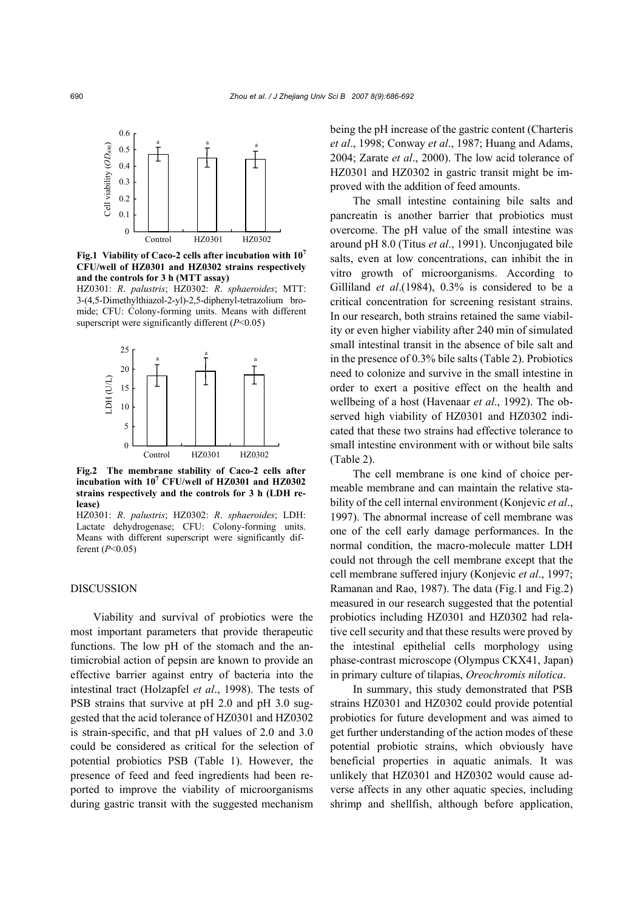Fig.1 Viability of Caco-2 cells after incubation with $10^7$ CFU/well of HZ0301 and HZ0302 strains respectively and the controls for 3 h (MTT assay)

HZ0301: *R. palustris*; HZ0302: *R. sphaeroides*; MTT: 3-(4,5-Dimethylthiazol-2-yl)-2,5-diphenyl-tetrazolium bromide; CFU: Colony-forming units. Means with different superscript were significantly different ($P$<0.05)

Fig.2 The membrane stability of Caco-2 cells after incubation with $10^7$ CFU/well of HZ0301 and HZ0302 strains respectively and the controls for 3 h (LDH release)

HZ0301: *R. palustris*; HZ0302: *R. sphaeroides*; LDH: Lactate dehydrogenase; CFU: Colony-forming units. Means with different superscript were significantly different ($P$<0.05)

## DISCUSSION

Viability and survival of probiotics were the most important parameters that provide therapeutic functions. The low pH of the stomach and the antimicrobial action of pepsin are known to provide an effective barrier against entry of bacteria into the intestinal tract (Holzapfel *et al*., 1998). The tests of PSB strains that survive at pH 2.0 and pH 3.0 suggested that the acid tolerance of HZ0301 and HZ0302 is strain-specific, and that pH values of 2.0 and 3.0 could be considered as critical for the selection of potential probiotics PSB (Table 1). However, the presence of feed and feed ingredients had been reported to improve the viability of microorganisms during gastric transit with the suggested mechanism being the pH increase of the gastric content (Charteris *et al*., 1998; Conway *et al*., 1987; Huang and Adams, 2004; Zarate *et al*., 2000). The low acid tolerance of HZ0301 and HZ0302 in gastric transit might be improved with the addition of feed amounts.

The small intestine containing bile salts and pancreatin is another barrier that probiotics must overcome. The pH value of the small intestine was around pH 8.0 (Titus *et al*., 1991). Unconjugated bile salts, even at low concentrations, can inhibit the in vitro growth of microorganisms. According to Gilliland *et al*.(1984), 0.3% is considered to be a critical concentration for screening resistant strains. In our research, both strains retained the same viability or even higher viability after 240 min of simulated small intestinal transit in the absence of bile salt and in the presence of 0.3% bile salts (Table 2). Probiotics need to colonize and survive in the small intestine in order to exert a positive effect on the health and wellbeing of a host (Havenaar *et al*., 1992). The observed high viability of HZ0301 and HZ0302 indicated that these two strains had effective tolerance to small intestine environment with or without bile salts (Table 2).

The cell membrane is one kind of choice permeable membrane and can maintain the relative stability of the cell internal environment (Konjevic *et al*., 1997). The abnormal increase of cell membrane was one of the cell early damage performances. In the normal condition, the macro-molecule matter LDH could not through the cell membrane except that the cell membrane suffered injury (Konjevic *et al*., 1997; Ramanan and Rao, 1987). The data (Fig.1 and Fig.2) measured in our research suggested that the potential probiotics including HZ0301 and HZ0302 had relative cell security and that these results were proved by the intestinal epithelial cells morphology using phase-contrast microscope (Olympus CKX41, Japan) in primary culture of tilapias, *Oreochromis nilotica*.

In summary, this study demonstrated that PSB strains HZ0301 and HZ0302 could provide potential probiotics for future development and was aimed to get further understanding of the action modes of these potential probiotic strains, which obviously have beneficial properties in aquatic animals. It was unlikely that HZ0301 and HZ0302 would cause adverse affects in any other aquatic species, including shrimp and shellfish, although before application,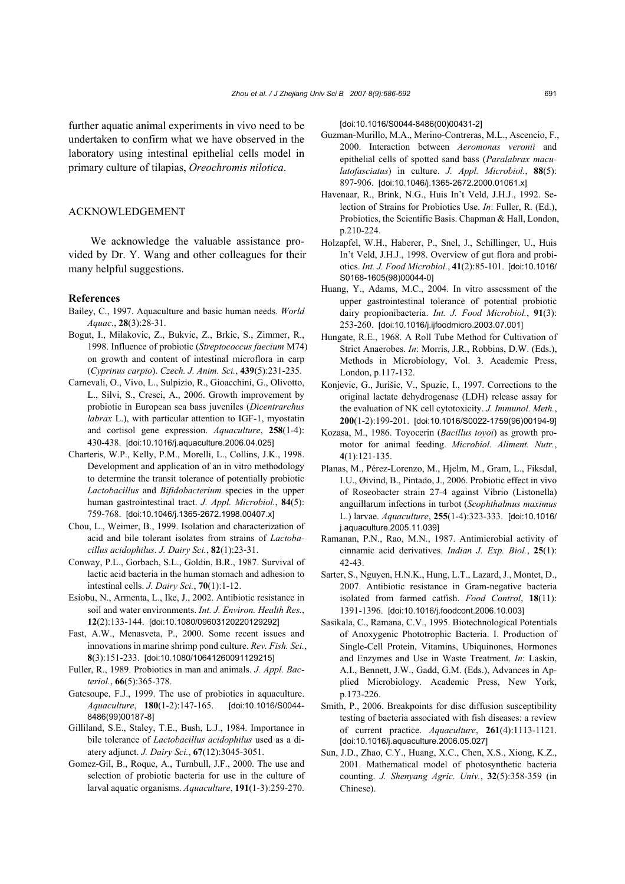further aquatic animal experiments in vivo need to be undertaken to confirm what we have observed in the laboratory using intestinal epithelial cells model in primary culture of tilapias, *Oreochromis nilotica*.

## ACKNOWLEDGEMENT

We acknowledge the valuable assistance provided by Dr. Y. Wang and other colleagues for their many helpful suggestions.

## References

Bailey, C., 1997. Aquaculture and basic human needs. *World Aquac.*, **28**(3):28-31.

Bogut, I., Milakovic, Z., Bukvic, Z., Brkic, S., Zimmer, R., 1998. Influence of probiotic (*Streptococcus faecium* M74) on growth and content of intestinal microflora in carp (*Cyprinus carpio*). *Czech. J. Anim. Sci.*, **439**(5):231-235.

Carnevali, O., Vivo, L., Sulpizio, R., Gioacchini, G., Olivotto, L., Silvi, S., Cresci, A., 2006. Growth improvement by probiotic in European sea bass juveniles (*Dicentrarchus labrax* L.), with particular attention to IGF-1, myostatin and cortisol gene expression. *Aquaculture*, **258**(1-4): 430-438. [doi:10.1016/j.aquaculture.2006.04.025]

Charteris, W.P., Kelly, P.M., Morelli, L., Collins, J.K., 1998. Development and application of an in vitro methodology to determine the transit tolerance of potentially probiotic *Lactobacillus* and *Bifidobacterium* species in the upper human gastrointestinal tract. *J. Appl. Microbiol.*, **84**(5): 759-768. [doi:10.1046/j.1365-2672.1998.00407.x]

Chou, L., Weimer, B., 1999. Isolation and characterization of acid and bile tolerant isolates from strains of *Lactobacillus acidophilus*. *J. Dairy Sci.*, **82**(1):23-31.

Conway, P.L., Gorbach, S.L., Goldin, B.R., 1987. Survival of lactic acid bacteria in the human stomach and adhesion to intestinal cells. *J. Dairy Sci.*, **70**(1):1-12.

Esiobu, N., Armenta, L., Ike, J., 2002. Antibiotic resistance in soil and water environments. *Int. J. Environ. Health Res.*, **12**(2):133-144. [doi:10.1080/09603120220129292]

Fast, A.W., Menasveta, P., 2000. Some recent issues and innovations in marine shrimp pond culture. *Rev. Fish. Sci.*, **8**(3):151-233. [doi:10.1080/10641260091129215]

Fuller, R., 1989. Probiotics in man and animals. *J. Appl. Bacteriol.*, **66**(5):365-378.

Gatesoupe, F.J., 1999. The use of probiotics in aquaculture. *Aquaculture*, **180**(1-2):147-165. [doi:10.1016/S0044-8486(99)00187-8]

Gilliland, S.E., Staley, T.E., Bush, L.J., 1984. Importance in bile tolerance of *Lactobacillus acidophilus* used as a diatery adjunct. *J. Dairy Sci.*, **67**(12):3045-3051.

Gomez-Gil, B., Roque, A., Turnbull, J.F., 2000. The use and selection of probiotic bacteria for use in the culture of larval aquatic organisms. *Aquaculture*, **191**(1-3):259-270. [doi:10.1016/S0044-8486(00)00431-2]

Guzman-Murillo, M.A., Merino-Contreras, M.L., Ascencio, F., 2000. Interaction between *Aeromonas veronii* and epithelial cells of spotted sand bass (*Paralabrax maculatofasciatus*) in culture. *J. Appl. Microbiol.*, **88**(5): 897-906. [doi:10.1046/j.1365-2672.2000.01061.x]

Havenaar, R., Brink, N.G., Huis In't Veld, J.H.J., 1992. Selection of Strains for Probiotics Use. *In*: Fuller, R. (Ed.), Probiotics, the Scientific Basis. Chapman & Hall, London, p.210-224.

Holzapfel, W.H., Haberer, P., Snel, J., Schillinger, U., Huis In't Veld, J.H.J., 1998. Overview of gut flora and probiotics. *Int. J. Food Microbiol.*, **41**(2):85-101. [doi:10.1016/S0168-1605(98)00044-0]

Huang, Y., Adams, M.C., 2004. In vitro assessment of the upper gastrointestinal tolerance of potential probiotic dairy propionibacteria. *Int. J. Food Microbiol.*, **91**(3): 253-260. [doi:10.1016/j.ijfoodmicro.2003.07.001]

Hungate, R.E., 1968. A Roll Tube Method for Cultivation of Strict Anaerobes. *In*: Morris, J.R., Robbins, D.W. (Eds.), Methods in Microbiology, Vol. 3. Academic Press, London, p.117-132.

Konjevic, G., Jurišic, V., Spuzic, I., 1997. Corrections to the original lactate dehydrogenase (LDH) release assay for the evaluation of NK cell cytotoxicity. *J. Immunol. Meth.*, **200**(1-2):199-201. [doi:10.1016/S0022-1759(96)00194-9]

Kozasa, M., 1986. Toyocerin (*Bacillus toyoi*) as growth promotor for animal feeding. *Microbiol. Aliment. Nutr.*, **4**(1):121-135.

Planas, M., Pérez-Lorenzo, M., Hjelm, M., Gram, L., Fiksdal, I.U., Øivind, B., Pintado, J., 2006. Probiotic effect in vivo of Roseobacter strain 27-4 against Vibrio (Listonella) anguillarum infections in turbot (*Scophthalmus maximus* L.) larvae. *Aquaculture*, **255**(1-4):323-333. [doi:10.1016/j.aquaculture.2005.11.039]

Ramanan, P.N., Rao, M.N., 1987. Antimicrobial activity of cinnamic acid derivatives. *Indian J. Exp. Biol.*, **25**(1): 42-43.

Sarter, S., Nguyen, H.N.K., Hung, L.T., Lazard, J., Montet, D., 2007. Antibiotic resistance in Gram-negative bacteria isolated from farmed catfish. *Food Control*, **18**(11): 1391-1396. [doi:10.1016/j.foodcont.2006.10.003]

Sasikala, C., Ramana, C.V., 1995. Biotechnological Potentials of Anoxygenic Phototrophic Bacteria. I. Production of Single-Cell Protein, Vitamins, Ubiquinones, Hormones and Enzymes and Use in Waste Treatment. *In*: Laskin, A.I., Bennett, J.W., Gadd, G.M. (Eds.), Advances in Applied Microbiology. Academic Press, New York, p.173-226.

Smith, P., 2006. Breakpoints for disc diffusion susceptibility testing of bacteria associated with fish diseases: a review of current practice. *Aquaculture*, **261**(4):1113-1121. [doi:10.1016/j.aquaculture.2006.05.027]

Sun, J.D., Zhao, C.Y., Huang, X.C., Chen, X.S., Xiong, K.Z., 2001. Mathematical model of photosynthetic bacteria counting. *J. Shenyang Agric. Univ.*, **32**(5):358-359 (in Chinese).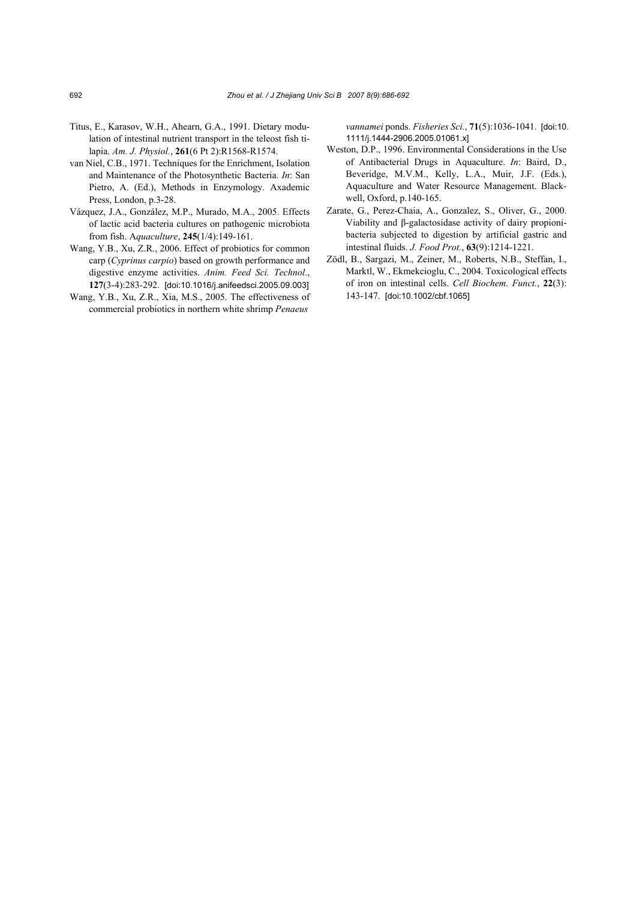Titus, E., Karasov, W.H., Ahearn, G.A., 1991. Dietary modulation of intestinal nutrient transport in the teleost fish tilapia. *Am. J. Physiol.*, **261**(6 Pt 2):R1568-R1574.

van Niel, C.B., 1971. Techniques for the Enrichment, Isolation and Maintenance of the Photosynthetic Bacteria. *In*: San Pietro, A. (Ed.), Methods in Enzymology. Axademic Press, London, p.3-28.

Vázquez, J.A., González, M.P., Murado, M.A., 2005. Effects of lactic acid bacteria cultures on pathogenic microbiota from fish. A*quaculture*, **245**(1/4):149-161.

Wang, Y.B., Xu, Z.R., 2006. Effect of probiotics for common carp (*Cyprinus carpio*) based on growth performance and digestive enzyme activities. *Anim. Feed Sci. Technol.*, **127**(3-4):283-292. [doi:10.1016/j.anifeedsci.2005.09.003]

Wang, Y.B., Xu, Z.R., Xia, M.S., 2005. The effectiveness of commercial probiotics in northern white shrimp *Penaeus vannamei* ponds. *Fisheries Sci.*, **71**(5):1036-1041. [doi:10.1111/j.1444-2906.2005.01061.x]

Weston, D.P., 1996. Environmental Considerations in the Use of Antibacterial Drugs in Aquaculture. *In*: Baird, D., Beveridge, M.V.M., Kelly, L.A., Muir, J.F. (Eds.), Aquaculture and Water Resource Management. Blackwell, Oxford, p.140-165.

Zarate, G., Perez-Chaia, A., Gonzalez, S., Oliver, G., 2000. Viability and β-galactosidase activity of dairy propionibacteria subjected to digestion by artificial gastric and intestinal fluids. *J. Food Prot.*, **63**(9):1214-1221.

Zödl, B., Sargazi, M., Zeiner, M., Roberts, N.B., Steffan, I., Marktl, W., Ekmekcioglu, C., 2004. Toxicological effects of iron on intestinal cells. *Cell Biochem. Funct.*, **22**(3): 143-147. [doi:10.1002/cbf.1065]